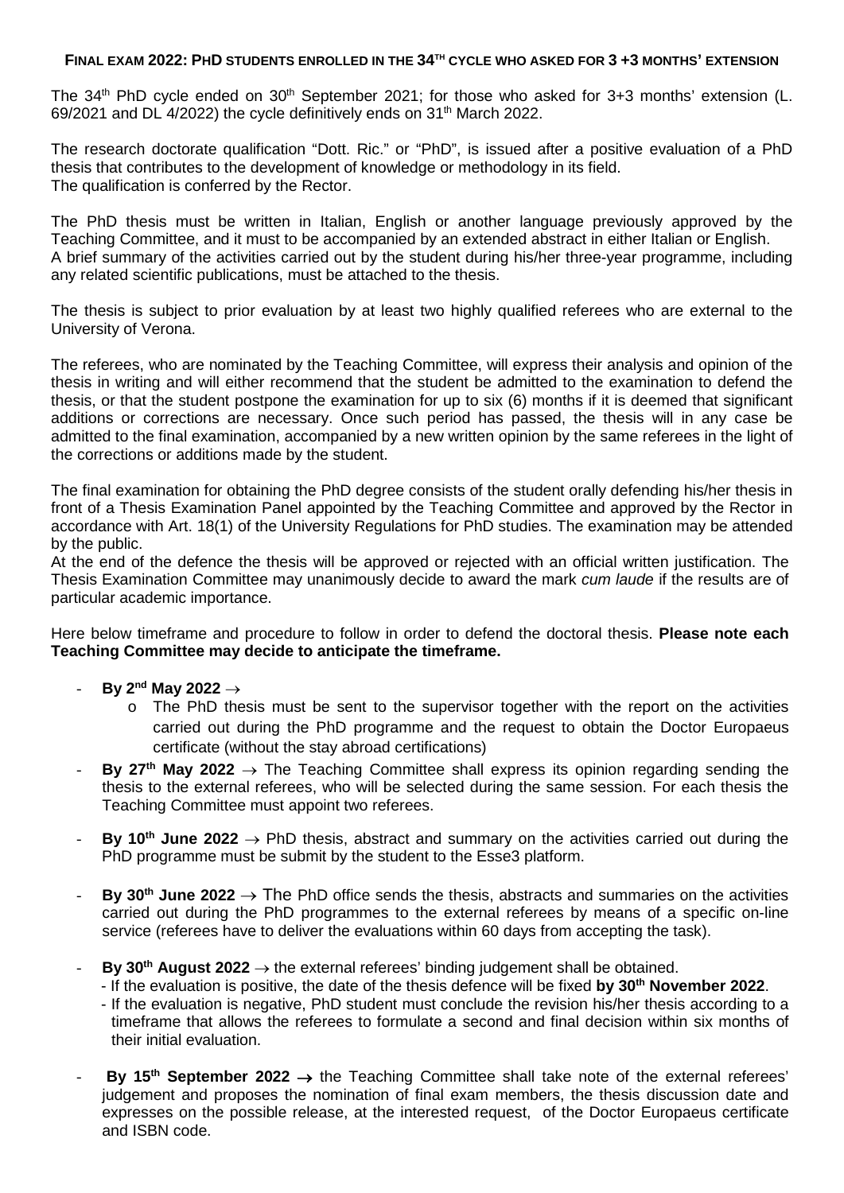#### FINAL EXAM 2022: PHD STUDENTS ENROLLED IN THE 34TH CYCLE WHO ASKED FOR 3 +3 MONTHS' EXTENSION

The 34th PhD cycle ended on 30th September 2021; for those who asked for 3+3 months' extension (L. 69/2021 and DL 4/2022) the cycle definitively ends on 31th March 2022.

The research doctorate qualification "Dott. Ric." or "PhD", is issued after a positive evaluation of a PhD thesis that contributes to the development of knowledge or methodology in its field.
The qualification is conferred by the Rector.

The PhD thesis must be written in Italian, English or another language previously approved by the Teaching Committee, and it must to be accompanied by an extended abstract in either Italian or English.
A brief summary of the activities carried out by the student during his/her three-year programme, including any related scientific publications, must be attached to the thesis.

The thesis is subject to prior evaluation by at least two highly qualified referees who are external to the University of Verona.

The referees, who are nominated by the Teaching Committee, will express their analysis and opinion of the thesis in writing and will either recommend that the student be admitted to the examination to defend the thesis, or that the student postpone the examination for up to six (6) months if it is deemed that significant additions or corrections are necessary. Once such period has passed, the thesis will in any case be admitted to the final examination, accompanied by a new written opinion by the same referees in the light of the corrections or additions made by the student.

The final examination for obtaining the PhD degree consists of the student orally defending his/her thesis in front of a Thesis Examination Panel appointed by the Teaching Committee and approved by the Rector in accordance with Art. 18(1) of the University Regulations for PhD studies. The examination may be attended by the public.
At the end of the defence the thesis will be approved or rejected with an official written justification. The Thesis Examination Committee may unanimously decide to award the mark *cum laude* if the results are of particular academic importance.

Here below timeframe and procedure to follow in order to defend the doctoral thesis. **Please note each Teaching Committee may decide to anticipate the timeframe.**

- **By 2nd May 2022** →
  - The PhD thesis must be sent to the supervisor together with the report on the activities carried out during the PhD programme and the request to obtain the Doctor Europaeus certificate (without the stay abroad certifications)
- **By 27th May 2022** → The Teaching Committee shall express its opinion regarding sending the thesis to the external referees, who will be selected during the same session. For each thesis the Teaching Committee must appoint two referees.
- **By 10th June 2022** → PhD thesis, abstract and summary on the activities carried out during the PhD programme must be submit by the student to the Esse3 platform.
- **By 30th June 2022** → The PhD office sends the thesis, abstracts and summaries on the activities carried out during the PhD programmes to the external referees by means of a specific on-line service (referees have to deliver the evaluations within 60 days from accepting the task).
- **By 30th August 2022** → the external referees' binding judgement shall be obtained.
  - If the evaluation is positive, the date of the thesis defence will be fixed **by 30th November 2022**.
  - If the evaluation is negative, PhD student must conclude the revision his/her thesis according to a timeframe that allows the referees to formulate a second and final decision within six months of their initial evaluation.
- **By 15th September 2022** → the Teaching Committee shall take note of the external referees' judgement and proposes the nomination of final exam members, the thesis discussion date and expresses on the possible release, at the interested request, of the Doctor Europaeus certificate and ISBN code.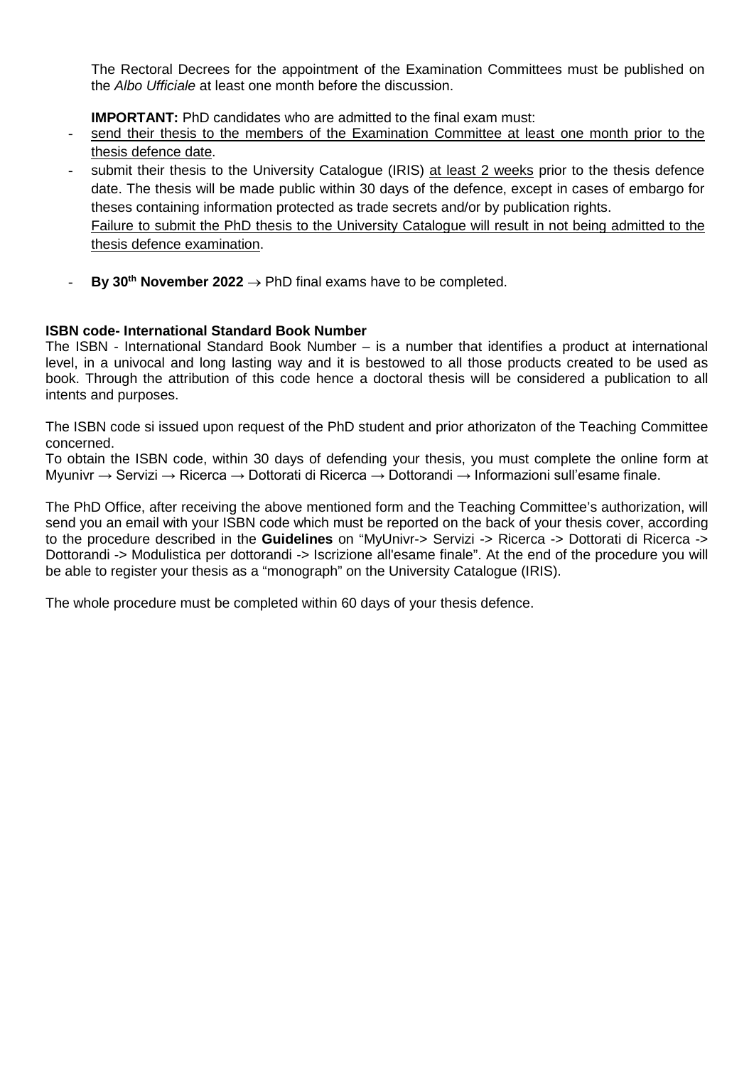The Rectoral Decrees for the appointment of the Examination Committees must be published on the *Albo Ufficiale* at least one month before the discussion.

**IMPORTANT:** PhD candidates who are admitted to the final exam must:

- send their thesis to the members of the Examination Committee at least one month prior to the thesis defence date.
- submit their thesis to the University Catalogue (IRIS) at least 2 weeks prior to the thesis defence date. The thesis will be made public within 30 days of the defence, except in cases of embargo for theses containing information protected as trade secrets and/or by publication rights.
  Failure to submit the PhD thesis to the University Catalogue will result in not being admitted to the thesis defence examination.

- **By 30th November 2022** → PhD final exams have to be completed.

**ISBN code- International Standard Book Number**

The ISBN - International Standard Book Number – is a number that identifies a product at international level, in a univocal and long lasting way and it is bestowed to all those products created to be used as book. Through the attribution of this code hence a doctoral thesis will be considered a publication to all intents and purposes.

The ISBN code si issued upon request of the PhD student and prior athorizaton of the Teaching Committee concerned.
To obtain the ISBN code, within 30 days of defending your thesis, you must complete the online form at Myunivr → Servizi → Ricerca → Dottorati di Ricerca → Dottorandi → Informazioni sull'esame finale.

The PhD Office, after receiving the above mentioned form and the Teaching Committee's authorization, will send you an email with your ISBN code which must be reported on the back of your thesis cover, according to the procedure described in the **Guidelines** on "MyUnivr-> Servizi -> Ricerca -> Dottorati di Ricerca -> Dottorandi -> Modulistica per dottorandi -> Iscrizione all'esame finale". At the end of the procedure you will be able to register your thesis as a "monograph" on the University Catalogue (IRIS).

The whole procedure must be completed within 60 days of your thesis defence.